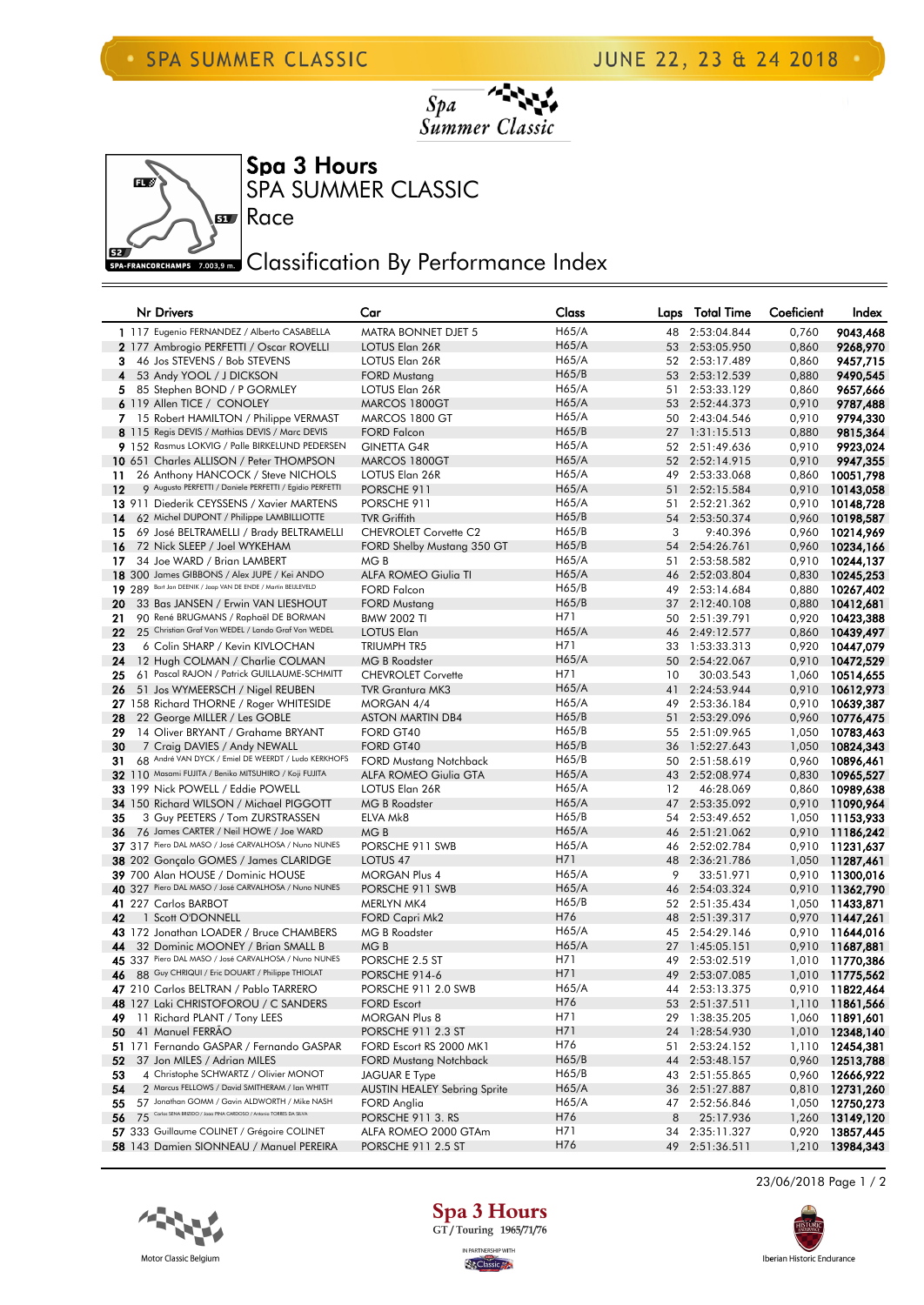# SPA SUMMER CLASSIC

JUNE 22, 23 & 24 2018

Spa Summer Classic

SPA-FRANCORCHAMPS 7.003,9 m.

## Spa 3 Hours

SPA SUMMER CLASSIC

Race

## Classification By Performance Index

| | Nr | Drivers | Car | Class | Laps | Total Time | Coeficient | Index |
|---|---|---|---|---|---|---|---|---|
| 1 | 117 | Eugenio FERNANDEZ / Alberto CASABELLA | MATRA BONNET DJET 5 | H65/A | 48 | 2:53:04.844 | 0,760 | 9043,468 |
| 2 | 177 | Ambrogio PERFETTI / Oscar ROVELLI | LOTUS Elan 26R | H65/A | 53 | 2:53:05.950 | 0,860 | 9268,970 |
| 3 | 46 | Jos STEVENS / Bob STEVENS | LOTUS Elan 26R | H65/A | 52 | 2:53:17.489 | 0,860 | 9457,715 |
| 4 | 53 | Andy YOOL / J DICKSON | FORD Mustang | H65/B | 53 | 2:53:12.539 | 0,880 | 9490,545 |
| 5 | 85 | Stephen BOND / P GORMLEY | LOTUS Elan 26R | H65/A | 51 | 2:53:33.129 | 0,860 | 9657,666 |
| 6 | 119 | Allen TICE / CONOLEY | MARCOS 1800GT | H65/A | 53 | 2:52:44.373 | 0,910 | 9787,488 |
| 7 | 15 | Robert HAMILTON / Philippe VERMAST | MARCOS 1800 GT | H65/A | 50 | 2:43:04.546 | 0,910 | 9794,330 |
| 8 | 115 | Regis DEVIS / Mathias DEVIS / Marc DEVIS | FORD Falcon | H65/B | 27 | 1:31:15.513 | 0,880 | 9815,364 |
| 9 | 152 | Rasmus LOKVIG / Palle BIRKELUND PEDERSEN | GINETTA G4R | H65/A | 52 | 2:51:49.636 | 0,910 | 9923,024 |
| 10 | 651 | Charles ALLISON / Peter THOMPSON | MARCOS 1800GT | H65/A | 52 | 2:52:14.915 | 0,910 | 9947,355 |
| 11 | 26 | Anthony HANCOCK / Steve NICHOLS | LOTUS Elan 26R | H65/A | 49 | 2:53:33.068 | 0,860 | 10051,798 |
| 12 | 9 | Augusto PERFETTI / Daniele PERFETTI / Egidio PERFETTI | PORSCHE 911 | H65/A | 51 | 2:52:15.584 | 0,910 | 10143,058 |
| 13 | 911 | Diederik CEYSSENS / Xavier MARTENS | PORSCHE 911 | H65/A | 51 | 2:52:21.362 | 0,910 | 10148,728 |
| 14 | 62 | Michel DUPONT / Philippe LAMBILLIOTTE | TVR Griffith | H65/B | 54 | 2:53:50.374 | 0,960 | 10198,587 |
| 15 | 69 | José BELTRAMELLI / Brady BELTRAMELLI | CHEVROLET Corvette C2 | H65/B | 3 | 9:40.396 | 0,960 | 10214,969 |
| 16 | 72 | Nick SLEEP / Joel WYKEHAM | FORD Shelby Mustang 350 GT | H65/B | 54 | 2:54:26.761 | 0,960 | 10234,166 |
| 17 | 34 | Joe WARD / Brian LAMBERT | MG B | H65/A | 51 | 2:53:58.582 | 0,910 | 10244,137 |
| 18 | 300 | James GIBBONS / Alex JUPE / Kei ANDO | ALFA ROMEO Giulia TI | H65/A | 46 | 2:52:03.804 | 0,830 | 10245,253 |
| 19 | 289 | Bart Jan DEENIK / Jaap VAN DE ENDE / Martin BEULEVELD | FORD Falcon | H65/B | 49 | 2:53:14.684 | 0,880 | 10267,402 |
| 20 | 33 | Bas JANSEN / Erwin VAN LIESHOUT | FORD Mustang | H65/B | 37 | 2:12:40.108 | 0,880 | 10412,681 |
| 21 | 90 | René BRUGMANS / Raphaël DE BORMAN | BMW 2002 TI | H71 | 50 | 2:51:39.791 | 0,920 | 10423,388 |
| 22 | 25 | Christian Graf Von WEDEL / Lando Graf Von WEDEL | LOTUS Elan | H65/A | 46 | 2:49:12.577 | 0,860 | 10439,497 |
| 23 | 6 | Colin SHARP / Kevin KIVLOCHAN | TRIUMPH TR5 | H71 | 33 | 1:53:33.313 | 0,920 | 10447,079 |
| 24 | 12 | Hugh COLMAN / Charlie COLMAN | MG B Roadster | H65/A | 50 | 2:54:22.067 | 0,910 | 10472,529 |
| 25 | 61 | Pascal RAJON / Patrick GUILLAUME-SCHMITT | CHEVROLET Corvette | H71 | 10 | 30:03.543 | 1,060 | 10514,655 |
| 26 | 51 | Jos WYMEERSCH / Nigel REUBEN | TVR Grantura MK3 | H65/A | 41 | 2:24:53.944 | 0,910 | 10612,973 |
| 27 | 158 | Richard THORNE / Roger WHITESIDE | MORGAN 4/4 | H65/A | 49 | 2:53:36.184 | 0,910 | 10639,387 |
| 28 | 22 | George MILLER / Les GOBLE | ASTON MARTIN DB4 | H65/B | 51 | 2:53:29.096 | 0,960 | 10776,475 |
| 29 | 14 | Oliver BRYANT / Grahame BRYANT | FORD GT40 | H65/B | 55 | 2:51:09.965 | 1,050 | 10783,463 |
| 30 | 7 | Craig DAVIES / Andy NEWALL | FORD GT40 | H65/B | 36 | 1:52:27.643 | 1,050 | 10824,343 |
| 31 | 68 | André VAN DYCK / Emiel DE WEERDT / Ludo KERKHOFS | FORD Mustang Notchback | H65/B | 50 | 2:51:58.619 | 0,960 | 10896,461 |
| 32 | 110 | Masami FUJITA / Beniko MITSUHIRO / Koji FUJITA | ALFA ROMEO Giulia GTA | H65/A | 43 | 2:52:08.974 | 0,830 | 10965,527 |
| 33 | 199 | Nick POWELL / Eddie POWELL | LOTUS Elan 26R | H65/A | 12 | 46:28.069 | 0,860 | 10989,638 |
| 34 | 150 | Richard WILSON / Michael PIGGOTT | MG B Roadster | H65/A | 47 | 2:53:35.092 | 0,910 | 11090,964 |
| 35 | 3 | Guy PEETERS / Tom ZURSTRASSEN | ELVA Mk8 | H65/B | 54 | 2:53:49.652 | 1,050 | 11153,933 |
| 36 | 76 | James CARTER / Neil HOWE / Joe WARD | MG B | H65/A | 46 | 2:51:21.062 | 0,910 | 11186,242 |
| 37 | 317 | Piero DAL MASO / José CARVALHOSA / Nuno NUNES | PORSCHE 911 SWB | H65/A | 46 | 2:52:02.784 | 0,910 | 11231,637 |
| 38 | 202 | Gonçalo GOMES / James CLARIDGE | LOTUS 47 | H71 | 48 | 2:36:21.786 | 1,050 | 11287,461 |
| 39 | 700 | Alan HOUSE / Dominic HOUSE | MORGAN Plus 4 | H65/A | 9 | 33:51.971 | 0,910 | 11300,016 |
| 40 | 327 | Piero DAL MASO / José CARVALHOSA / Nuno NUNES | PORSCHE 911 SWB | H65/A | 46 | 2:54:03.324 | 0,910 | 11362,790 |
| 41 | 227 | Carlos BARBOT | MERLYN MK4 | H65/B | 52 | 2:51:35.434 | 1,050 | 11433,871 |
| 42 | 1 | Scott O'DONNELL | FORD Capri Mk2 | H76 | 48 | 2:51:39.317 | 0,970 | 11447,261 |
| 43 | 172 | Jonathan LOADER / Bruce CHAMBERS | MG B Roadster | H65/A | 45 | 2:54:29.146 | 0,910 | 11644,016 |
| 44 | 32 | Dominic MOONEY / Brian SMALL B | MG B | H65/A | 27 | 1:45:05.151 | 0,910 | 11687,881 |
| 45 | 337 | Piero DAL MASO / José CARVALHOSA / Nuno NUNES | PORSCHE 2.5 ST | H71 | 49 | 2:53:02.519 | 1,010 | 11770,386 |
| 46 | 88 | Guy CHRIQUI / Eric DOUART / Philippe THIOLAT | PORSCHE 914-6 | H71 | 49 | 2:53:07.085 | 1,010 | 11775,562 |
| 47 | 210 | Carlos BELTRAN / Pablo TARRERO | PORSCHE 911 2.0 SWB | H65/A | 44 | 2:53:13.375 | 0,910 | 11822,464 |
| 48 | 127 | Laki CHRISTOFOROU / C SANDERS | FORD Escort | H76 | 53 | 2:51:37.511 | 1,110 | 11861,566 |
| 49 | 11 | Richard PLANT / Tony LEES | MORGAN Plus 8 | H71 | 29 | 1:38:35.205 | 1,060 | 11891,601 |
| 50 | 41 | Manuel FERRÃO | PORSCHE 911 2.3 ST | H71 | 24 | 1:28:54.930 | 1,010 | 12348,140 |
| 51 | 171 | Fernando GASPAR / Fernando GASPAR | FORD Escort RS 2000 MK1 | H76 | 51 | 2:53:24.152 | 1,110 | 12454,381 |
| 52 | 37 | Jon MILES / Adrian MILES | FORD Mustang Notchback | H65/B | 44 | 2:53:48.157 | 0,960 | 12513,788 |
| 53 | 4 | Christophe SCHWARTZ / Olivier MONOT | JAGUAR E Type | H65/B | 43 | 2:51:55.865 | 0,960 | 12666,922 |
| 54 | 2 | Marcus FELLOWS / David SMITHERAM / Ian WHITT | AUSTIN HEALEY Sebring Sprite | H65/A | 36 | 2:51:27.887 | 0,810 | 12731,260 |
| 55 | 57 | Jonathan GOMM / Gavin ALDWORTH / Mike NASH | FORD Anglia | H65/A | 47 | 2:52:56.846 | 1,050 | 12750,273 |
| 56 | 75 | Carlos SENA BRIZIDO / Joao PINA CARDOSO / Antonio TORRES DA SILVA | PORSCHE 911 3. RS | H76 | 8 | 25:17.936 | 1,260 | 13149,120 |
| 57 | 333 | Guillaume COLINET / Grégoire COLINET | ALFA ROMEO 2000 GTAm | H71 | 34 | 2:35:11.327 | 0,920 | 13857,445 |
| 58 | 143 | Damien SIONNEAU / Manuel PEREIRA | PORSCHE 911 2.5 ST | H76 | 49 | 2:51:36.511 | 1,210 | 13984,343 |

23/06/2018

Motor Classic Belgium

Spa 3 Hours GT/Touring 1965/71/76

IN PARTNERSHIP WITH

Iberian Historic Endurance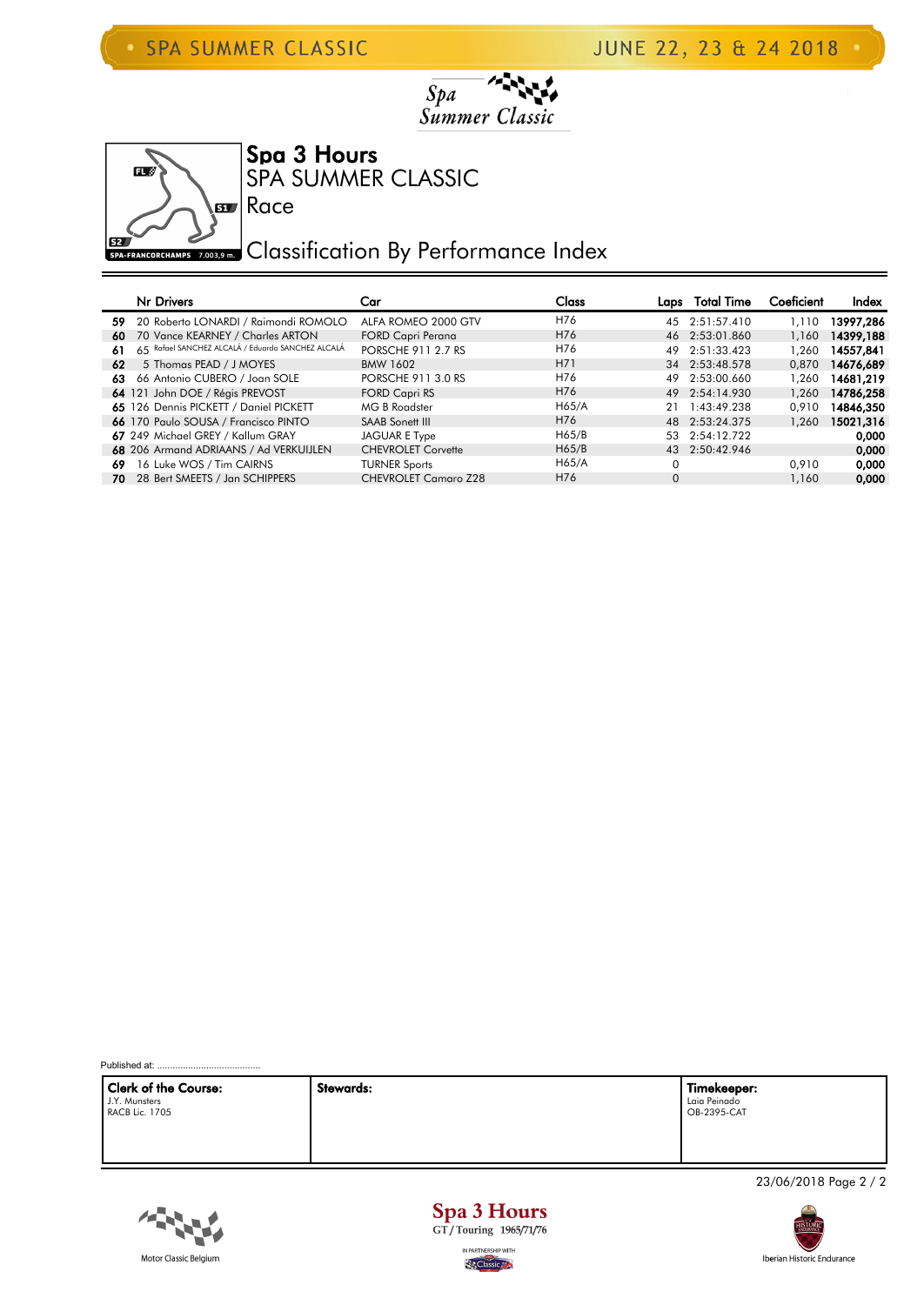# Spa 3 Hours

## SPA SUMMER CLASSIC

Race

## Classification By Performance Index

| | Nr | Drivers | Car | Class | Laps | Total Time | Coeficient | Index |
|---|---|---|---|---|---|---|---|---|
| **59** | 20 | Roberto LONARDI / Raimondi ROMOLO | ALFA ROMEO 2000 GTV | H76 | 45 | 2:51:57.410 | 1,110 | **13997,286** |
| **60** | 70 | Vance KEARNEY / Charles ARTON | FORD Capri Perana | H76 | 46 | 2:53:01.860 | 1,160 | **14399,188** |
| **61** | 65 | Rafael SANCHEZ ALCALÁ / Eduardo SANCHEZ ALCALÁ | PORSCHE 911 2.7 RS | H76 | 49 | 2:51:33.423 | 1,260 | **14557,841** |
| **62** | 5 | Thomas PEAD / J MOYES | BMW 1602 | H71 | 34 | 2:53:48.578 | 0,870 | **14676,689** |
| **63** | 66 | Antonio CUBERO / Joan SOLE | PORSCHE 911 3.0 RS | H76 | 49 | 2:53:00.660 | 1,260 | **14681,219** |
| **64** | 121 | John DOE / Régis PREVOST | FORD Capri RS | H76 | 49 | 2:54:14.930 | 1,260 | **14786,258** |
| **65** | 126 | Dennis PICKETT / Daniel PICKETT | MG B Roadster | H65/A | 21 | 1:43:49.238 | 0,910 | **14846,350** |
| **66** | 170 | Paulo SOUSA / Francisco PINTO | SAAB Sonett III | H76 | 48 | 2:53:24.375 | 1,260 | **15021,316** |
| **67** | 249 | Michael GREY / Kallum GRAY | JAGUAR E Type | H65/B | 53 | 2:54:12.722 | | **0,000** |
| **68** | 206 | Armand ADRIAANS / Ad VERKUIJLEN | CHEVROLET Corvette | H65/B | 43 | 2:50:42.946 | | **0,000** |
| **69** | 16 | Luke WOS / Tim CAIRNS | TURNER Sports | H65/A | 0 | | 0,910 | **0,000** |
| **70** | 28 | Bert SMEETS / Jan SCHIPPERS | CHEVROLET Camaro Z28 | H76 | 0 | | 1,160 | **0,000** |

Published at: ........................................

| **Clerk of the Course:** | **Stewards:** | **Timekeeper:** |
|---|---|---|
| J.Y. Munsters<br>RACB Lic. 1705 | | Laia Peinado<br>OB-2395-CAT |

23/06/2018

Motor Classic Belgium

**Spa 3 Hours**
GT / Touring 1965/71/76

IN PARTNERSHIP WITH

Iberian Historic Endurance